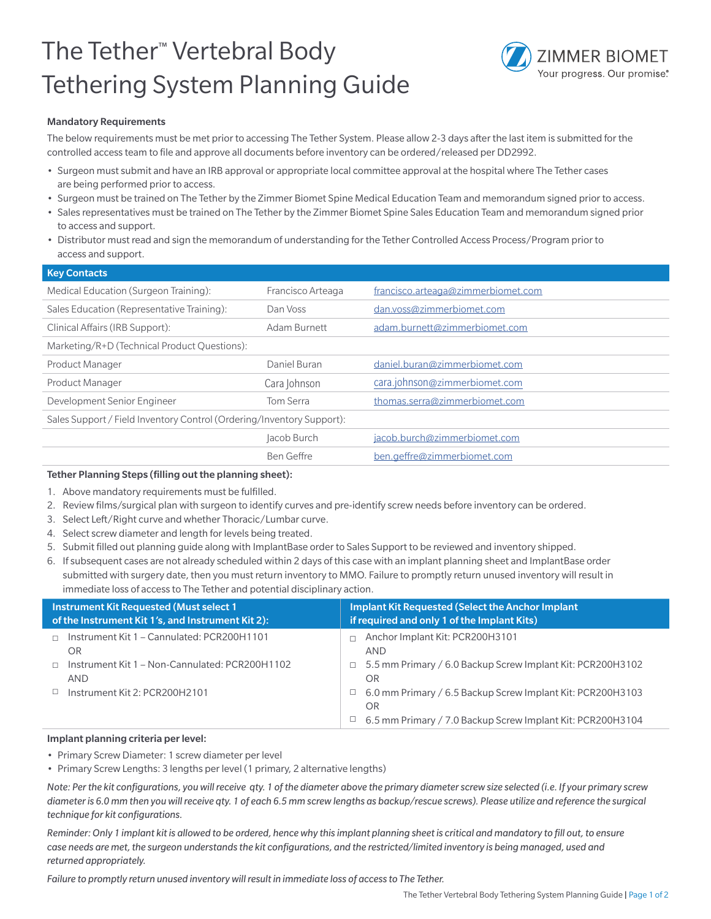# The Tether™ Vertebral Body Tethering System Planning Guide

ZIMMER BIOMET
Your progress. Our promise.®

**Mandatory Requirements**

The below requirements must be met prior to accessing The Tether System. Please allow 2-3 days after the last item is submitted for the controlled access team to file and approve all documents before inventory can be ordered/released per DD2992.

- Surgeon must submit and have an IRB approval or appropriate local committee approval at the hospital where The Tether cases are being performed prior to access.
- Surgeon must be trained on The Tether by the Zimmer Biomet Spine Medical Education Team and memorandum signed prior to access.
- Sales representatives must be trained on The Tether by the Zimmer Biomet Spine Sales Education Team and memorandum signed prior to access and support.
- Distributor must read and sign the memorandum of understanding for the Tether Controlled Access Process/Program prior to access and support.

| Key Contacts | | |
|---|---|---|
| Medical Education (Surgeon Training): | Francisco Arteaga | francisco.arteaga@zimmerbiomet.com |
| Sales Education (Representative Training): | Dan Voss | dan.voss@zimmerbiomet.com |
| Clinical Affairs (IRB Support): | Adam Burnett | adam.burnett@zimmerbiomet.com |
| Marketing/R+D (Technical Product Questions): | | |
| Product Manager | Daniel Buran | daniel.buran@zimmerbiomet.com |
| Product Manager | Cara Johnson | cara.johnson@zimmerbiomet.com |
| Development Senior Engineer | Tom Serra | thomas.serra@zimmerbiomet.com |
| Sales Support / Field Inventory Control (Ordering/Inventory Support): | | |
| | Jacob Burch | jacob.burch@zimmerbiomet.com |
| | Ben Geffre | ben.geffre@zimmerbiomet.com |

**Tether Planning Steps (filling out the planning sheet):**

1. Above mandatory requirements must be fulfilled.
2. Review films/surgical plan with surgeon to identify curves and pre-identify screw needs before inventory can be ordered.
3. Select Left/Right curve and whether Thoracic/Lumbar curve.
4. Select screw diameter and length for levels being treated.
5. Submit filled out planning guide along with ImplantBase order to Sales Support to be reviewed and inventory shipped.
6. If subsequent cases are not already scheduled within 2 days of this case with an implant planning sheet and ImplantBase order submitted with surgery date, then you must return inventory to MMO. Failure to promptly return unused inventory will result in immediate loss of access to The Tether and potential disciplinary action.

| Instrument Kit Requested (Must select 1 of the Instrument Kit 1's, and Instrument Kit 2): | Implant Kit Requested (Select the Anchor Implant if required and only 1 of the Implant Kits) |
|---|---|
| ☐ Instrument Kit 1 – Cannulated: PCR200H1101<br>OR<br>☐ Instrument Kit 1 – Non-Cannulated: PCR200H1102<br>AND<br>☐ Instrument Kit 2: PCR200H2101 | ☐ Anchor Implant Kit: PCR200H3101<br>AND<br>☐ 5.5 mm Primary / 6.0 Backup Screw Implant Kit: PCR200H3102<br>OR<br>☐ 6.0 mm Primary / 6.5 Backup Screw Implant Kit: PCR200H3103<br>OR<br>☐ 6.5 mm Primary / 7.0 Backup Screw Implant Kit: PCR200H3104 |

**Implant planning criteria per level:**

- Primary Screw Diameter: 1 screw diameter per level
- Primary Screw Lengths: 3 lengths per level (1 primary, 2 alternative lengths)

*Note: Per the kit configurations, you will receive qty. 1 of the diameter above the primary diameter screw size selected (i.e. If your primary screw diameter is 6.0 mm then you will receive qty. 1 of each 6.5 mm screw lengths as backup/rescue screws). Please utilize and reference the surgical technique for kit configurations.*

*Reminder: Only 1 implant kit is allowed to be ordered, hence why this implant planning sheet is critical and mandatory to fill out, to ensure case needs are met, the surgeon understands the kit configurations, and the restricted/limited inventory is being managed, used and returned appropriately.*

*Failure to promptly return unused inventory will result in immediate loss of access to The Tether.*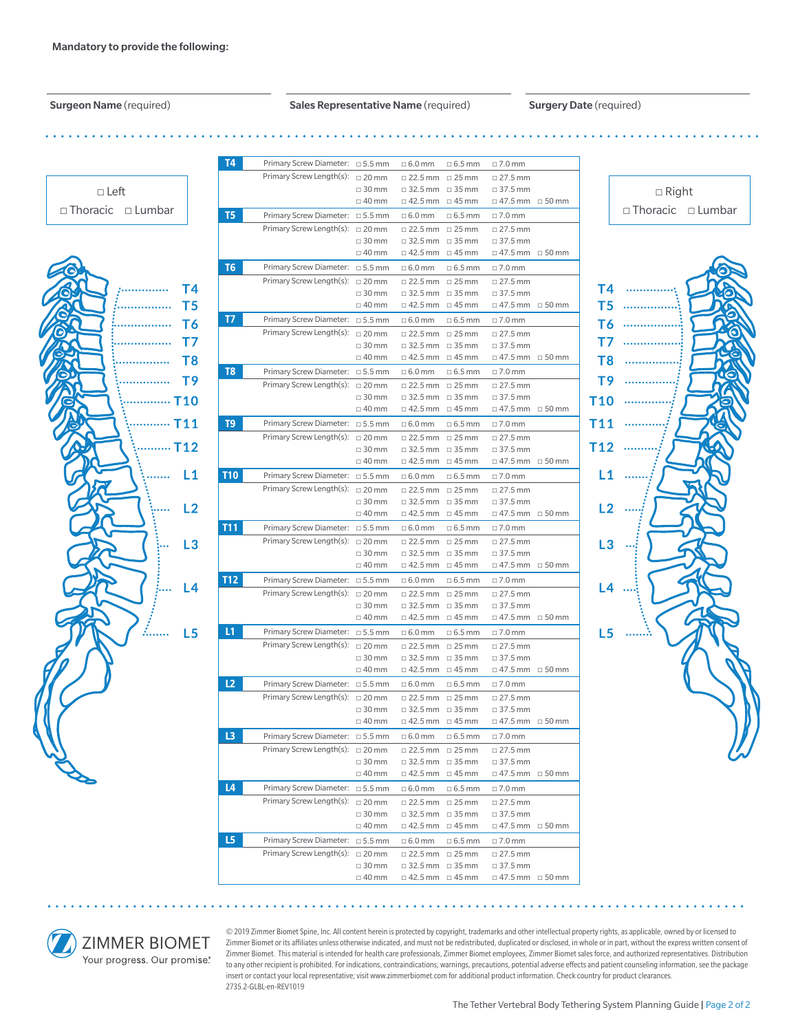**Mandatory to provide the following:**

**Surgeon Name** (required) | **Sales Representative Name** (required) | **Surgery Date** (required)

□ Left
□ Thoracic □ Lumbar

□ Right
□ Thoracic □ Lumbar

T4 T5 T6 T7 T8 T9 T10 T11 T12 L1 L2 L3 L4 L5

| Level | | | | | | |
|---|---|---|---|---|---|---|
| T4 | Primary Screw Diameter: | □ 5.5 mm | □ 6.0 mm | □ 6.5 mm | □ 7.0 mm | |
| | Primary Screw Length(s): | □ 20 mm | □ 22.5 mm | □ 25 mm | □ 27.5 mm | |
| | | □ 30 mm | □ 32.5 mm | □ 35 mm | □ 37.5 mm | |
| | | □ 40 mm | □ 42.5 mm | □ 45 mm | □ 47.5 mm | □ 50 mm |
| T5 | Primary Screw Diameter: | □ 5.5 mm | □ 6.0 mm | □ 6.5 mm | □ 7.0 mm | |
| | Primary Screw Length(s): | □ 20 mm | □ 22.5 mm | □ 25 mm | □ 27.5 mm | |
| | | □ 30 mm | □ 32.5 mm | □ 35 mm | □ 37.5 mm | |
| | | □ 40 mm | □ 42.5 mm | □ 45 mm | □ 47.5 mm | □ 50 mm |
| T6 | Primary Screw Diameter: | □ 5.5 mm | □ 6.0 mm | □ 6.5 mm | □ 7.0 mm | |
| | Primary Screw Length(s): | □ 20 mm | □ 22.5 mm | □ 25 mm | □ 27.5 mm | |
| | | □ 30 mm | □ 32.5 mm | □ 35 mm | □ 37.5 mm | |
| | | □ 40 mm | □ 42.5 mm | □ 45 mm | □ 47.5 mm | □ 50 mm |
| T7 | Primary Screw Diameter: | □ 5.5 mm | □ 6.0 mm | □ 6.5 mm | □ 7.0 mm | |
| | Primary Screw Length(s): | □ 20 mm | □ 22.5 mm | □ 25 mm | □ 27.5 mm | |
| | | □ 30 mm | □ 32.5 mm | □ 35 mm | □ 37.5 mm | |
| | | □ 40 mm | □ 42.5 mm | □ 45 mm | □ 47.5 mm | □ 50 mm |
| T8 | Primary Screw Diameter: | □ 5.5 mm | □ 6.0 mm | □ 6.5 mm | □ 7.0 mm | |
| | Primary Screw Length(s): | □ 20 mm | □ 22.5 mm | □ 25 mm | □ 27.5 mm | |
| | | □ 30 mm | □ 32.5 mm | □ 35 mm | □ 37.5 mm | |
| | | □ 40 mm | □ 42.5 mm | □ 45 mm | □ 47.5 mm | □ 50 mm |
| T9 | Primary Screw Diameter: | □ 5.5 mm | □ 6.0 mm | □ 6.5 mm | □ 7.0 mm | |
| | Primary Screw Length(s): | □ 20 mm | □ 22.5 mm | □ 25 mm | □ 27.5 mm | |
| | | □ 30 mm | □ 32.5 mm | □ 35 mm | □ 37.5 mm | |
| | | □ 40 mm | □ 42.5 mm | □ 45 mm | □ 47.5 mm | □ 50 mm |
| T10 | Primary Screw Diameter: | □ 5.5 mm | □ 6.0 mm | □ 6.5 mm | □ 7.0 mm | |
| | Primary Screw Length(s): | □ 20 mm | □ 22.5 mm | □ 25 mm | □ 27.5 mm | |
| | | □ 30 mm | □ 32.5 mm | □ 35 mm | □ 37.5 mm | |
| | | □ 40 mm | □ 42.5 mm | □ 45 mm | □ 47.5 mm | □ 50 mm |
| T11 | Primary Screw Diameter: | □ 5.5 mm | □ 6.0 mm | □ 6.5 mm | □ 7.0 mm | |
| | Primary Screw Length(s): | □ 20 mm | □ 22.5 mm | □ 25 mm | □ 27.5 mm | |
| | | □ 30 mm | □ 32.5 mm | □ 35 mm | □ 37.5 mm | |
| | | □ 40 mm | □ 42.5 mm | □ 45 mm | □ 47.5 mm | □ 50 mm |
| T12 | Primary Screw Diameter: | □ 5.5 mm | □ 6.0 mm | □ 6.5 mm | □ 7.0 mm | |
| | Primary Screw Length(s): | □ 20 mm | □ 22.5 mm | □ 25 mm | □ 27.5 mm | |
| | | □ 30 mm | □ 32.5 mm | □ 35 mm | □ 37.5 mm | |
| | | □ 40 mm | □ 42.5 mm | □ 45 mm | □ 47.5 mm | □ 50 mm |
| L1 | Primary Screw Diameter: | □ 5.5 mm | □ 6.0 mm | □ 6.5 mm | □ 7.0 mm | |
| | Primary Screw Length(s): | □ 20 mm | □ 22.5 mm | □ 25 mm | □ 27.5 mm | |
| | | □ 30 mm | □ 32.5 mm | □ 35 mm | □ 37.5 mm | |
| | | □ 40 mm | □ 42.5 mm | □ 45 mm | □ 47.5 mm | □ 50 mm |
| L2 | Primary Screw Diameter: | □ 5.5 mm | □ 6.0 mm | □ 6.5 mm | □ 7.0 mm | |
| | Primary Screw Length(s): | □ 20 mm | □ 22.5 mm | □ 25 mm | □ 27.5 mm | |
| | | □ 30 mm | □ 32.5 mm | □ 35 mm | □ 37.5 mm | |
| | | □ 40 mm | □ 42.5 mm | □ 45 mm | □ 47.5 mm | □ 50 mm |
| L3 | Primary Screw Diameter: | □ 5.5 mm | □ 6.0 mm | □ 6.5 mm | □ 7.0 mm | |
| | Primary Screw Length(s): | □ 20 mm | □ 22.5 mm | □ 25 mm | □ 27.5 mm | |
| | | □ 30 mm | □ 32.5 mm | □ 35 mm | □ 37.5 mm | |
| | | □ 40 mm | □ 42.5 mm | □ 45 mm | □ 47.5 mm | □ 50 mm |
| L4 | Primary Screw Diameter: | □ 5.5 mm | □ 6.0 mm | □ 6.5 mm | □ 7.0 mm | |
| | Primary Screw Length(s): | □ 20 mm | □ 22.5 mm | □ 25 mm | □ 27.5 mm | |
| | | □ 30 mm | □ 32.5 mm | □ 35 mm | □ 37.5 mm | |
| | | □ 40 mm | □ 42.5 mm | □ 45 mm | □ 47.5 mm | □ 50 mm |
| L5 | Primary Screw Diameter: | □ 5.5 mm | □ 6.0 mm | □ 6.5 mm | □ 7.0 mm | |
| | Primary Screw Length(s): | □ 20 mm | □ 22.5 mm | □ 25 mm | □ 27.5 mm | |
| | | □ 30 mm | □ 32.5 mm | □ 35 mm | □ 37.5 mm | |
| | | □ 40 mm | □ 42.5 mm | □ 45 mm | □ 47.5 mm | □ 50 mm |

ZIMMER BIOMET
Your progress. Our promise.®

© 2019 Zimmer Biomet Spine, Inc. All content herein is protected by copyright, trademarks and other intellectual property rights, as applicable, owned by or licensed to Zimmer Biomet or its affiliates unless otherwise indicated, and must not be redistributed, duplicated or disclosed, in whole or in part, without the express written consent of Zimmer Biomet. This material is intended for health care professionals, Zimmer Biomet employees, Zimmer Biomet sales force, and authorized representatives. Distribution to any other recipient is prohibited. For indications, contraindications, warnings, precautions, potential adverse effects and patient counseling information, see the package insert or contact your local representative; visit www.zimmerbiomet.com for additional product information. Check country for product clearances.
2735.2-GLBL-en-REV1019

The Tether Vertebral Body Tethering System Planning Guide